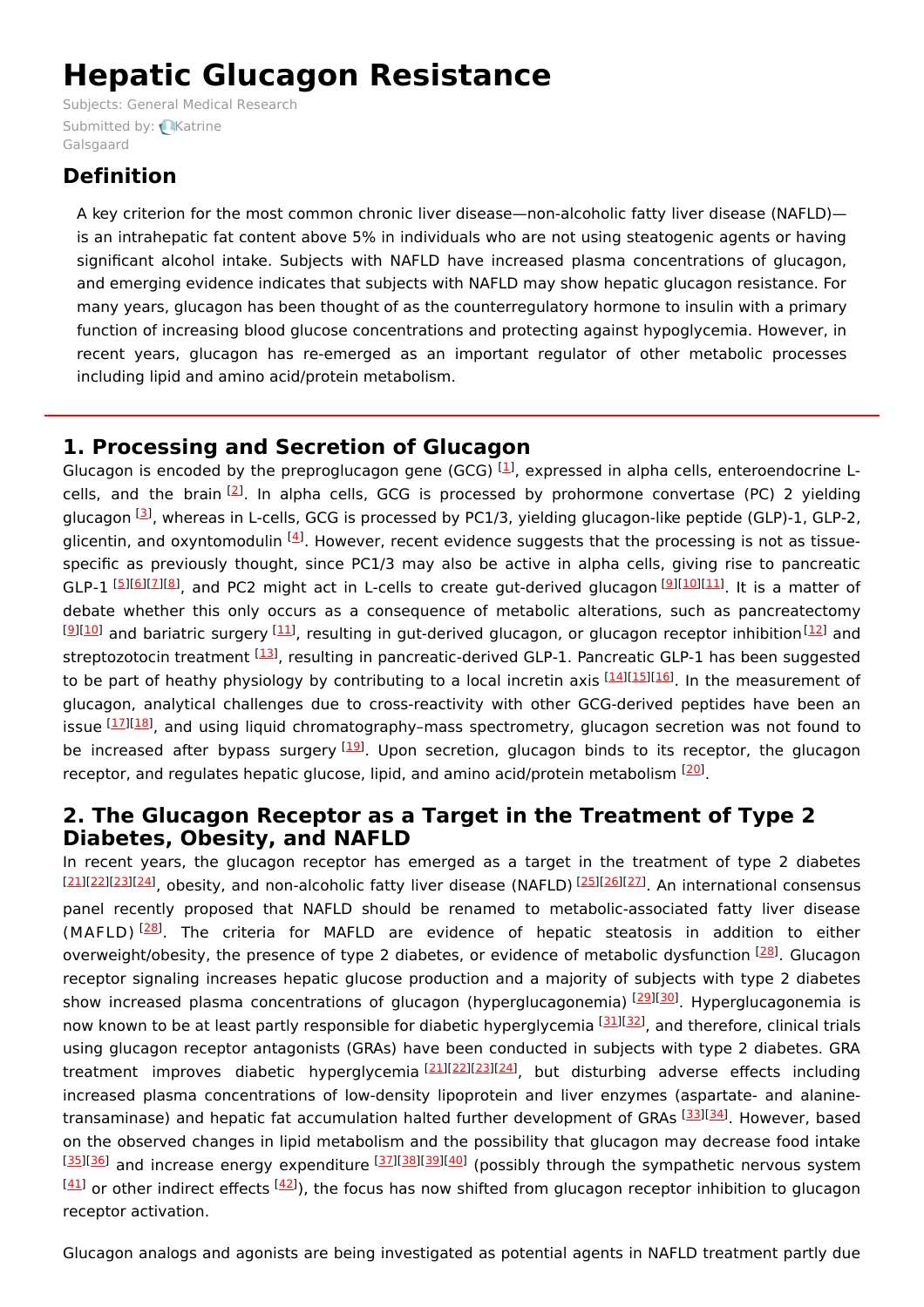# Hepatic Glucagon Resistance

Subjects: General Medical Research

Submitted by: Katrine Galsgaard

## Definition

A key criterion for the most common chronic liver disease—non-alcoholic fatty liver disease (NAFLD)—is an intrahepatic fat content above 5% in individuals who are not using steatogenic agents or having significant alcohol intake. Subjects with NAFLD have increased plasma concentrations of glucagon, and emerging evidence indicates that subjects with NAFLD may show hepatic glucagon resistance. For many years, glucagon has been thought of as the counterregulatory hormone to insulin with a primary function of increasing blood glucose concentrations and protecting against hypoglycemia. However, in recent years, glucagon has re-emerged as an important regulator of other metabolic processes including lipid and amino acid/protein metabolism.

## 1. Processing and Secretion of Glucagon

Glucagon is encoded by the preproglucagon gene (GCG) [1], expressed in alpha cells, enteroendocrine L-cells, and the brain [2]. In alpha cells, GCG is processed by prohormone convertase (PC) 2 yielding glucagon [3], whereas in L-cells, GCG is processed by PC1/3, yielding glucagon-like peptide (GLP)-1, GLP-2, glicentin, and oxyntomodulin [4]. However, recent evidence suggests that the processing is not as tissue-specific as previously thought, since PC1/3 may also be active in alpha cells, giving rise to pancreatic GLP-1 [5][6][7][8], and PC2 might act in L-cells to create gut-derived glucagon [9][10][11]. It is a matter of debate whether this only occurs as a consequence of metabolic alterations, such as pancreatectomy [9][10] and bariatric surgery [11], resulting in gut-derived glucagon, or glucagon receptor inhibition[12] and streptozotocin treatment [13], resulting in pancreatic-derived GLP-1. Pancreatic GLP-1 has been suggested to be part of heathy physiology by contributing to a local incretin axis [14][15][16]. In the measurement of glucagon, analytical challenges due to cross-reactivity with other GCG-derived peptides have been an issue [17][18], and using liquid chromatography–mass spectrometry, glucagon secretion was not found to be increased after bypass surgery [19]. Upon secretion, glucagon binds to its receptor, the glucagon receptor, and regulates hepatic glucose, lipid, and amino acid/protein metabolism [20].

## 2. The Glucagon Receptor as a Target in the Treatment of Type 2 Diabetes, Obesity, and NAFLD

In recent years, the glucagon receptor has emerged as a target in the treatment of type 2 diabetes [21][22][23][24], obesity, and non-alcoholic fatty liver disease (NAFLD) [25][26][27]. An international consensus panel recently proposed that NAFLD should be renamed to metabolic-associated fatty liver disease (MAFLD) [28]. The criteria for MAFLD are evidence of hepatic steatosis in addition to either overweight/obesity, the presence of type 2 diabetes, or evidence of metabolic dysfunction [28]. Glucagon receptor signaling increases hepatic glucose production and a majority of subjects with type 2 diabetes show increased plasma concentrations of glucagon (hyperglucagonemia) [29][30]. Hyperglucagonemia is now known to be at least partly responsible for diabetic hyperglycemia [31][32], and therefore, clinical trials using glucagon receptor antagonists (GRAs) have been conducted in subjects with type 2 diabetes. GRA treatment improves diabetic hyperglycemia [21][22][23][24], but disturbing adverse effects including increased plasma concentrations of low-density lipoprotein and liver enzymes (aspartate- and alanine-transaminase) and hepatic fat accumulation halted further development of GRAs [33][34]. However, based on the observed changes in lipid metabolism and the possibility that glucagon may decrease food intake [35][36] and increase energy expenditure [37][38][39][40] (possibly through the sympathetic nervous system [41] or other indirect effects [42]), the focus has now shifted from glucagon receptor inhibition to glucagon receptor activation.

Glucagon analogs and agonists are being investigated as potential agents in NAFLD treatment partly due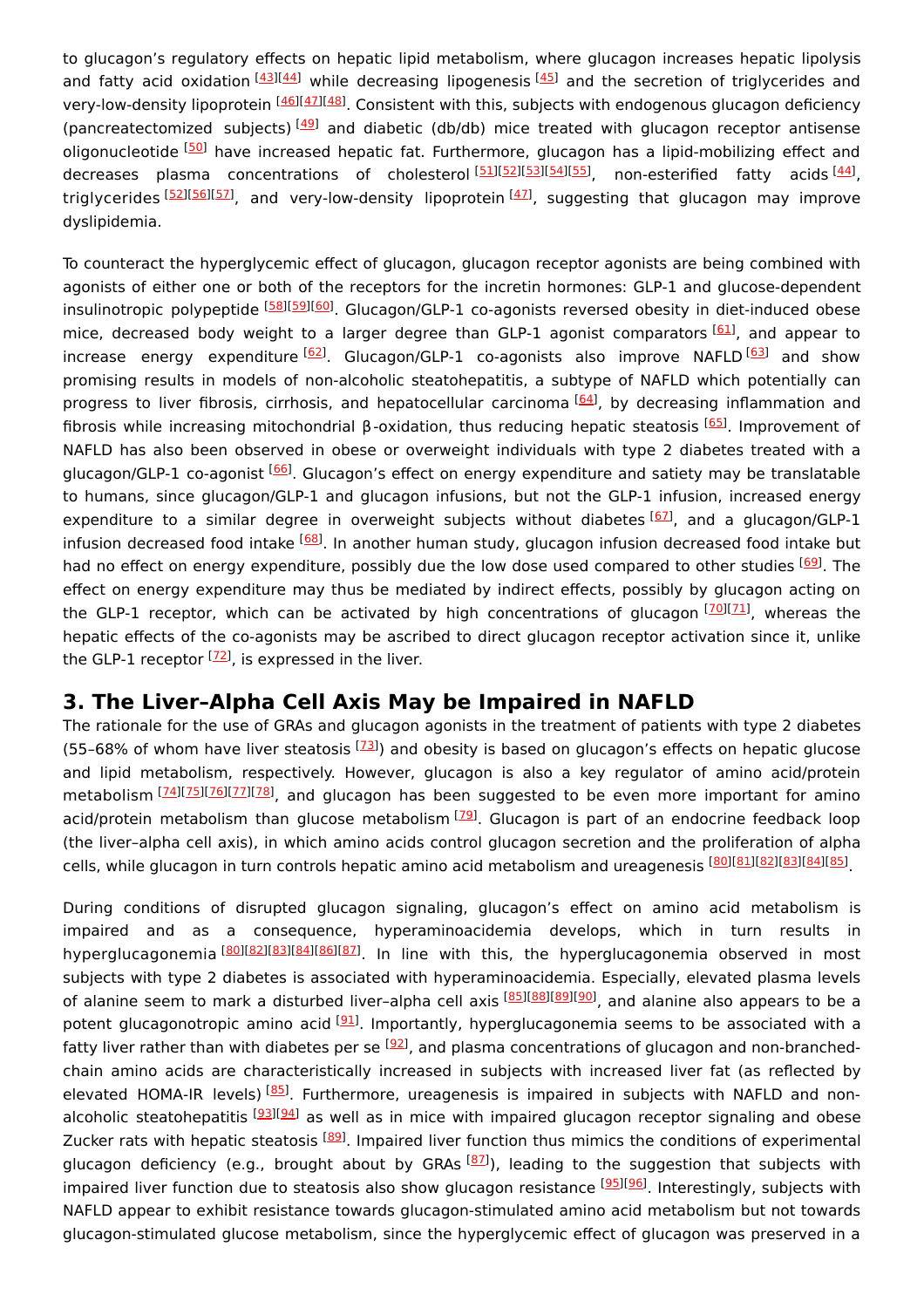to glucagon's regulatory effects on hepatic lipid metabolism, where glucagon increases hepatic lipolysis and fatty acid oxidation [43][44] while decreasing lipogenesis [45] and the secretion of triglycerides and very-low-density lipoprotein [46][47][48]. Consistent with this, subjects with endogenous glucagon deficiency (pancreatectomized subjects) [49] and diabetic (db/db) mice treated with glucagon receptor antisense oligonucleotide [50] have increased hepatic fat. Furthermore, glucagon has a lipid-mobilizing effect and decreases plasma concentrations of cholesterol [51][52][53][54][55], non-esterified fatty acids [44], triglycerides [52][56][57], and very-low-density lipoprotein [47], suggesting that glucagon may improve dyslipidemia.

To counteract the hyperglycemic effect of glucagon, glucagon receptor agonists are being combined with agonists of either one or both of the receptors for the incretin hormones: GLP-1 and glucose-dependent insulinotropic polypeptide [58][59][60]. Glucagon/GLP-1 co-agonists reversed obesity in diet-induced obese mice, decreased body weight to a larger degree than GLP-1 agonist comparators [61], and appear to increase energy expenditure [62]. Glucagon/GLP-1 co-agonists also improve NAFLD [63] and show promising results in models of non-alcoholic steatohepatitis, a subtype of NAFLD which potentially can progress to liver fibrosis, cirrhosis, and hepatocellular carcinoma [64], by decreasing inflammation and fibrosis while increasing mitochondrial β-oxidation, thus reducing hepatic steatosis [65]. Improvement of NAFLD has also been observed in obese or overweight individuals with type 2 diabetes treated with a glucagon/GLP-1 co-agonist [66]. Glucagon's effect on energy expenditure and satiety may be translatable to humans, since glucagon/GLP-1 and glucagon infusions, but not the GLP-1 infusion, increased energy expenditure to a similar degree in overweight subjects without diabetes [67], and a glucagon/GLP-1 infusion decreased food intake [68]. In another human study, glucagon infusion decreased food intake but had no effect on energy expenditure, possibly due the low dose used compared to other studies [69]. The effect on energy expenditure may thus be mediated by indirect effects, possibly by glucagon acting on the GLP-1 receptor, which can be activated by high concentrations of glucagon [70][71], whereas the hepatic effects of the co-agonists may be ascribed to direct glucagon receptor activation since it, unlike the GLP-1 receptor [72], is expressed in the liver.

## 3. The Liver–Alpha Cell Axis May be Impaired in NAFLD

The rationale for the use of GRAs and glucagon agonists in the treatment of patients with type 2 diabetes (55–68% of whom have liver steatosis [73]) and obesity is based on glucagon's effects on hepatic glucose and lipid metabolism, respectively. However, glucagon is also a key regulator of amino acid/protein metabolism [74][75][76][77][78], and glucagon has been suggested to be even more important for amino acid/protein metabolism than glucose metabolism [79]. Glucagon is part of an endocrine feedback loop (the liver–alpha cell axis), in which amino acids control glucagon secretion and the proliferation of alpha cells, while glucagon in turn controls hepatic amino acid metabolism and ureagenesis [80][81][82][83][84][85].

During conditions of disrupted glucagon signaling, glucagon's effect on amino acid metabolism is impaired and as a consequence, hyperaminoacidemia develops, which in turn results in hyperglucagonemia [80][82][83][84][86][87]. In line with this, the hyperglucagonemia observed in most subjects with type 2 diabetes is associated with hyperaminoacidemia. Especially, elevated plasma levels of alanine seem to mark a disturbed liver–alpha cell axis [85][88][89][90], and alanine also appears to be a potent glucagonotropic amino acid [91]. Importantly, hyperglucagonemia seems to be associated with a fatty liver rather than with diabetes per se [92], and plasma concentrations of glucagon and non-branched-chain amino acids are characteristically increased in subjects with increased liver fat (as reflected by elevated HOMA-IR levels) [85]. Furthermore, ureagenesis is impaired in subjects with NAFLD and non-alcoholic steatohepatitis [93][94] as well as in mice with impaired glucagon receptor signaling and obese Zucker rats with hepatic steatosis [89]. Impaired liver function thus mimics the conditions of experimental glucagon deficiency (e.g., brought about by GRAs [87]), leading to the suggestion that subjects with impaired liver function due to steatosis also show glucagon resistance [95][96]. Interestingly, subjects with NAFLD appear to exhibit resistance towards glucagon-stimulated amino acid metabolism but not towards glucagon-stimulated glucose metabolism, since the hyperglycemic effect of glucagon was preserved in a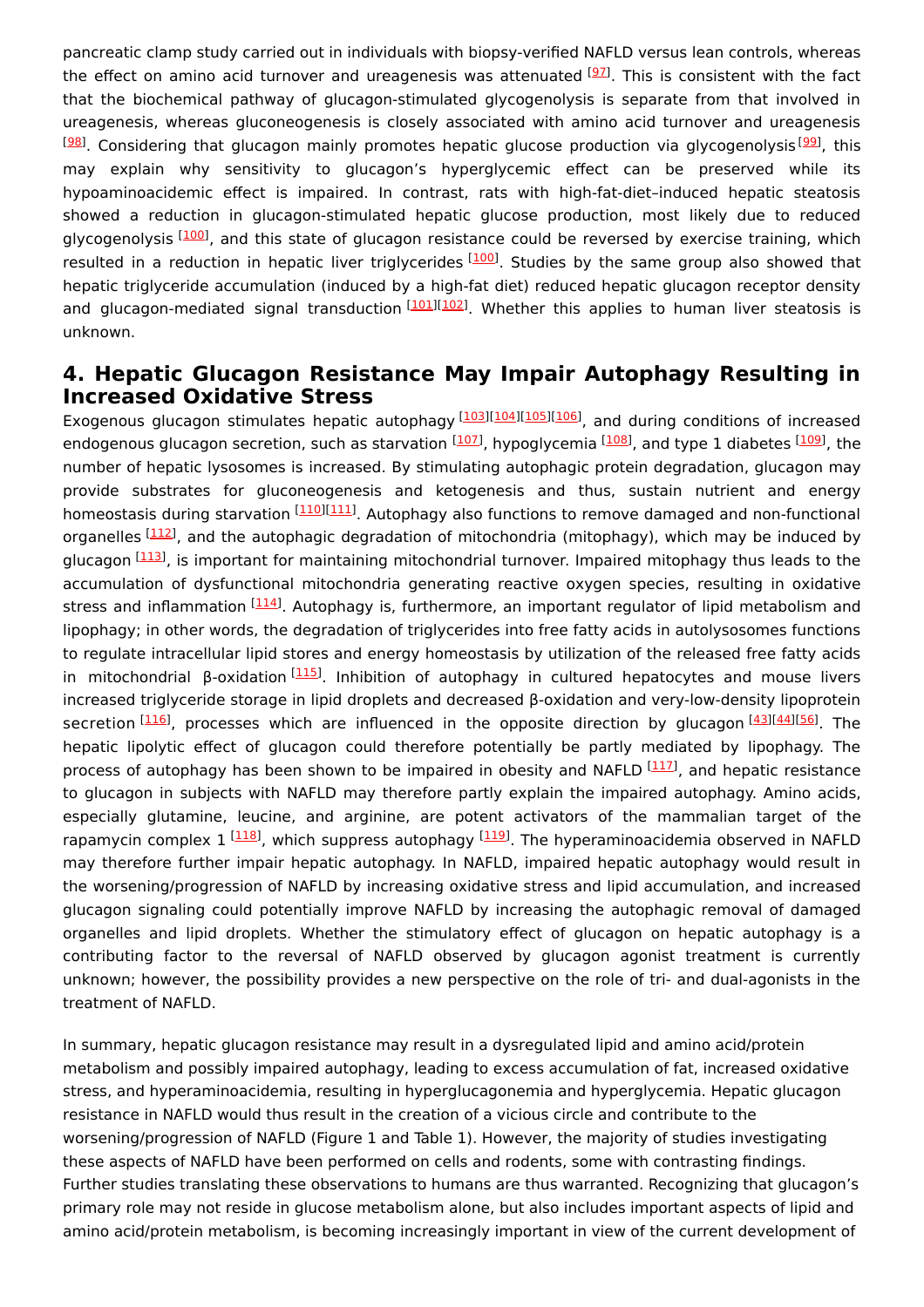pancreatic clamp study carried out in individuals with biopsy-verified NAFLD versus lean controls, whereas the effect on amino acid turnover and ureagenesis was attenuated [97]. This is consistent with the fact that the biochemical pathway of glucagon-stimulated glycogenolysis is separate from that involved in ureagenesis, whereas gluconeogenesis is closely associated with amino acid turnover and ureagenesis [98]. Considering that glucagon mainly promotes hepatic glucose production via glycogenolysis [99], this may explain why sensitivity to glucagon's hyperglycemic effect can be preserved while its hypoaminoacidemic effect is impaired. In contrast, rats with high-fat-diet–induced hepatic steatosis showed a reduction in glucagon-stimulated hepatic glucose production, most likely due to reduced glycogenolysis [100], and this state of glucagon resistance could be reversed by exercise training, which resulted in a reduction in hepatic liver triglycerides [100]. Studies by the same group also showed that hepatic triglyceride accumulation (induced by a high-fat diet) reduced hepatic glucagon receptor density and glucagon-mediated signal transduction [101][102]. Whether this applies to human liver steatosis is unknown.

## 4. Hepatic Glucagon Resistance May Impair Autophagy Resulting in Increased Oxidative Stress

Exogenous glucagon stimulates hepatic autophagy [103][104][105][106], and during conditions of increased endogenous glucagon secretion, such as starvation [107], hypoglycemia [108], and type 1 diabetes [109], the number of hepatic lysosomes is increased. By stimulating autophagic protein degradation, glucagon may provide substrates for gluconeogenesis and ketogenesis and thus, sustain nutrient and energy homeostasis during starvation [110][111]. Autophagy also functions to remove damaged and non-functional organelles [112], and the autophagic degradation of mitochondria (mitophagy), which may be induced by glucagon [113], is important for maintaining mitochondrial turnover. Impaired mitophagy thus leads to the accumulation of dysfunctional mitochondria generating reactive oxygen species, resulting in oxidative stress and inflammation [114]. Autophagy is, furthermore, an important regulator of lipid metabolism and lipophagy; in other words, the degradation of triglycerides into free fatty acids in autolysosomes functions to regulate intracellular lipid stores and energy homeostasis by utilization of the released free fatty acids in mitochondrial β-oxidation [115]. Inhibition of autophagy in cultured hepatocytes and mouse livers increased triglyceride storage in lipid droplets and decreased β-oxidation and very-low-density lipoprotein secretion [116], processes which are influenced in the opposite direction by glucagon [43][44][56]. The hepatic lipolytic effect of glucagon could therefore potentially be partly mediated by lipophagy. The process of autophagy has been shown to be impaired in obesity and NAFLD [117], and hepatic resistance to glucagon in subjects with NAFLD may therefore partly explain the impaired autophagy. Amino acids, especially glutamine, leucine, and arginine, are potent activators of the mammalian target of the rapamycin complex 1 [118], which suppress autophagy [119]. The hyperaminoacidemia observed in NAFLD may therefore further impair hepatic autophagy. In NAFLD, impaired hepatic autophagy would result in the worsening/progression of NAFLD by increasing oxidative stress and lipid accumulation, and increased glucagon signaling could potentially improve NAFLD by increasing the autophagic removal of damaged organelles and lipid droplets. Whether the stimulatory effect of glucagon on hepatic autophagy is a contributing factor to the reversal of NAFLD observed by glucagon agonist treatment is currently unknown; however, the possibility provides a new perspective on the role of tri- and dual-agonists in the treatment of NAFLD.

In summary, hepatic glucagon resistance may result in a dysregulated lipid and amino acid/protein metabolism and possibly impaired autophagy, leading to excess accumulation of fat, increased oxidative stress, and hyperaminoacidemia, resulting in hyperglucagonemia and hyperglycemia. Hepatic glucagon resistance in NAFLD would thus result in the creation of a vicious circle and contribute to the worsening/progression of NAFLD (Figure 1 and Table 1). However, the majority of studies investigating these aspects of NAFLD have been performed on cells and rodents, some with contrasting findings. Further studies translating these observations to humans are thus warranted. Recognizing that glucagon's primary role may not reside in glucose metabolism alone, but also includes important aspects of lipid and amino acid/protein metabolism, is becoming increasingly important in view of the current development of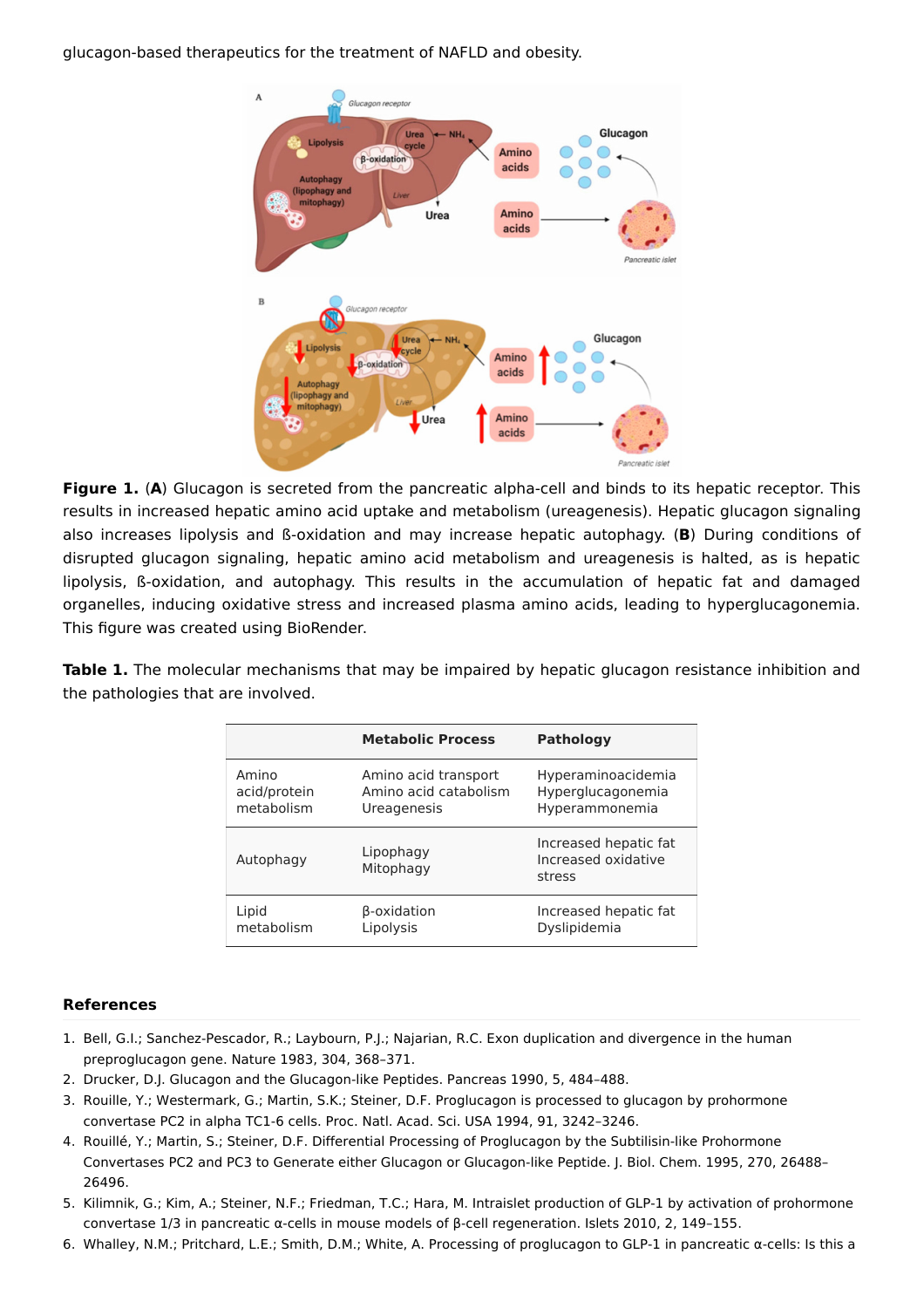glucagon-based therapeutics for the treatment of NAFLD and obesity.

**Figure 1.** (**A**) Glucagon is secreted from the pancreatic alpha-cell and binds to its hepatic receptor. This results in increased hepatic amino acid uptake and metabolism (ureagenesis). Hepatic glucagon signaling also increases lipolysis and ß-oxidation and may increase hepatic autophagy. (**B**) During conditions of disrupted glucagon signaling, hepatic amino acid metabolism and ureagenesis is halted, as is hepatic lipolysis, ß-oxidation, and autophagy. This results in the accumulation of hepatic fat and damaged organelles, inducing oxidative stress and increased plasma amino acids, leading to hyperglucagonemia. This figure was created using BioRender.

**Table 1.** The molecular mechanisms that may be impaired by hepatic glucagon resistance inhibition and the pathologies that are involved.

| | Metabolic Process | Pathology |
|---|---|---|
| Amino acid/protein metabolism | Amino acid transport<br>Amino acid catabolism<br>Ureagenesis | Hyperaminoacidemia<br>Hyperglucagonemia<br>Hyperammonemia |
| Autophagy | Lipophagy<br>Mitophagy | Increased hepatic fat<br>Increased oxidative stress |
| Lipid metabolism | β-oxidation<br>Lipolysis | Increased hepatic fat<br>Dyslipidemia |

## References

1. Bell, G.I.; Sanchez-Pescador, R.; Laybourn, P.J.; Najarian, R.C. Exon duplication and divergence in the human preproglucagon gene. Nature 1983, 304, 368–371.
2. Drucker, D.J. Glucagon and the Glucagon-like Peptides. Pancreas 1990, 5, 484–488.
3. Rouille, Y.; Westermark, G.; Martin, S.K.; Steiner, D.F. Proglucagon is processed to glucagon by prohormone convertase PC2 in alpha TC1-6 cells. Proc. Natl. Acad. Sci. USA 1994, 91, 3242–3246.
4. Rouillé, Y.; Martin, S.; Steiner, D.F. Differential Processing of Proglucagon by the Subtilisin-like Prohormone Convertases PC2 and PC3 to Generate either Glucagon or Glucagon-like Peptide. J. Biol. Chem. 1995, 270, 26488–26496.
5. Kilimnik, G.; Kim, A.; Steiner, N.F.; Friedman, T.C.; Hara, M. Intraislet production of GLP-1 by activation of prohormone convertase 1/3 in pancreatic α-cells in mouse models of β-cell regeneration. Islets 2010, 2, 149–155.
6. Whalley, N.M.; Pritchard, L.E.; Smith, D.M.; White, A. Processing of proglucagon to GLP-1 in pancreatic α-cells: Is this a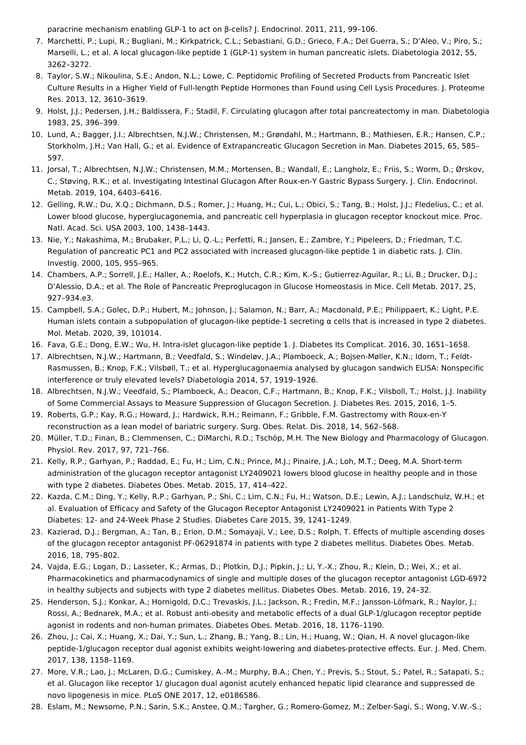paracrine mechanism enabling GLP-1 to act on β-cells? J. Endocrinol. 2011, 211, 99–106.

7. Marchetti, P.; Lupi, R.; Bugliani, M.; Kirkpatrick, C.L.; Sebastiani, G.D.; Grieco, F.A.; Del Guerra, S.; D'Aleo, V.; Piro, S.; Marselli, L.; et al. A local glucagon-like peptide 1 (GLP-1) system in human pancreatic islets. Diabetologia 2012, 55, 3262–3272.
8. Taylor, S.W.; Nikoulina, S.E.; Andon, N.L.; Lowe, C. Peptidomic Profiling of Secreted Products from Pancreatic Islet Culture Results in a Higher Yield of Full-length Peptide Hormones than Found using Cell Lysis Procedures. J. Proteome Res. 2013, 12, 3610–3619.
9. Holst, J.J.; Pedersen, J.H.; Baldissera, F.; Stadil, F. Circulating glucagon after total pancreatectomy in man. Diabetologia 1983, 25, 396–399.
10. Lund, A.; Bagger, J.I.; Albrechtsen, N.J.W.; Christensen, M.; Grøndahl, M.; Hartmann, B.; Mathiesen, E.R.; Hansen, C.P.; Storkholm, J.H.; Van Hall, G.; et al. Evidence of Extrapancreatic Glucagon Secretion in Man. Diabetes 2015, 65, 585–597.
11. Jorsal, T.; Albrechtsen, N.J.W.; Christensen, M.M.; Mortensen, B.; Wandall, E.; Langholz, E.; Friis, S.; Worm, D.; Ørskov, C.; Støving, R.K.; et al. Investigating Intestinal Glucagon After Roux-en-Y Gastric Bypass Surgery. J. Clin. Endocrinol. Metab. 2019, 104, 6403–6416.
12. Gelling, R.W.; Du, X.Q.; Dichmann, D.S.; Romer, J.; Huang, H.; Cui, L.; Obici, S.; Tang, B.; Holst, J.J.; Fledelius, C.; et al. Lower blood glucose, hyperglucagonemia, and pancreatic cell hyperplasia in glucagon receptor knockout mice. Proc. Natl. Acad. Sci. USA 2003, 100, 1438–1443.
13. Nie, Y.; Nakashima, M.; Brubaker, P.L.; Li, Q.-L.; Perfetti, R.; Jansen, E.; Zambre, Y.; Pipeleers, D.; Friedman, T.C. Regulation of pancreatic PC1 and PC2 associated with increased glucagon-like peptide 1 in diabetic rats. J. Clin. Investig. 2000, 105, 955–965.
14. Chambers, A.P.; Sorrell, J.E.; Haller, A.; Roelofs, K.; Hutch, C.R.; Kim, K.-S.; Gutierrez-Aguilar, R.; Li, B.; Drucker, D.J.; D'Alessio, D.A.; et al. The Role of Pancreatic Preproglucagon in Glucose Homeostasis in Mice. Cell Metab. 2017, 25, 927–934.e3.
15. Campbell, S.A.; Golec, D.P.; Hubert, M.; Johnson, J.; Salamon, N.; Barr, A.; Macdonald, P.E.; Philippaert, K.; Light, P.E. Human islets contain a subpopulation of glucagon-like peptide-1 secreting α cells that is increased in type 2 diabetes. Mol. Metab. 2020, 39, 101014.
16. Fava, G.E.; Dong, E.W.; Wu, H. Intra-islet glucagon-like peptide 1. J. Diabetes Its Complicat. 2016, 30, 1651–1658.
17. Albrechtsen, N.J.W.; Hartmann, B.; Veedfald, S.; Windeløv, J.A.; Plamboeck, A.; Bojsen-Møller, K.N.; Idorn, T.; Feldt-Rasmussen, B.; Knop, F.K.; Vilsbøll, T.; et al. Hyperglucagonaemia analysed by glucagon sandwich ELISA: Nonspecific interference or truly elevated levels? Diabetologia 2014, 57, 1919–1926.
18. Albrechtsen, N.J.W.; Veedfald, S.; Plamboeck, A.; Deacon, C.F.; Hartmann, B.; Knop, F.K.; Vilsboll, T.; Holst, J.J. Inability of Some Commercial Assays to Measure Suppression of Glucagon Secretion. J. Diabetes Res. 2015, 2016, 1–5.
19. Roberts, G.P.; Kay, R.G.; Howard, J.; Hardwick, R.H.; Reimann, F.; Gribble, F.M. Gastrectomy with Roux-en-Y reconstruction as a lean model of bariatric surgery. Surg. Obes. Relat. Dis. 2018, 14, 562–568.
20. Müller, T.D.; Finan, B.; Clemmensen, C.; DiMarchi, R.D.; Tschöp, M.H. The New Biology and Pharmacology of Glucagon. Physiol. Rev. 2017, 97, 721–766.
21. Kelly, R.P.; Garhyan, P.; Raddad, E.; Fu, H.; Lim, C.N.; Prince, M.J.; Pinaire, J.A.; Loh, M.T.; Deeg, M.A. Short-term administration of the glucagon receptor antagonist LY2409021 lowers blood glucose in healthy people and in those with type 2 diabetes. Diabetes Obes. Metab. 2015, 17, 414–422.
22. Kazda, C.M.; Ding, Y.; Kelly, R.P.; Garhyan, P.; Shi, C.; Lim, C.N.; Fu, H.; Watson, D.E.; Lewin, A.J.; Landschulz, W.H.; et al. Evaluation of Efficacy and Safety of the Glucagon Receptor Antagonist LY2409021 in Patients With Type 2 Diabetes: 12- and 24-Week Phase 2 Studies. Diabetes Care 2015, 39, 1241–1249.
23. Kazierad, D.J.; Bergman, A.; Tan, B.; Erion, D.M.; Somayaji, V.; Lee, D.S.; Rolph, T. Effects of multiple ascending doses of the glucagon receptor antagonist PF-06291874 in patients with type 2 diabetes mellitus. Diabetes Obes. Metab. 2016, 18, 795–802.
24. Vajda, E.G.; Logan, D.; Lasseter, K.; Armas, D.; Plotkin, D.J.; Pipkin, J.; Li, Y.-X.; Zhou, R.; Klein, D.; Wei, X.; et al. Pharmacokinetics and pharmacodynamics of single and multiple doses of the glucagon receptor antagonist LGD-6972 in healthy subjects and subjects with type 2 diabetes mellitus. Diabetes Obes. Metab. 2016, 19, 24–32.
25. Henderson, S.J.; Konkar, A.; Hornigold, D.C.; Trevaskis, J.L.; Jackson, R.; Fredin, M.F.; Jansson-Löfmark, R.; Naylor, J.; Rossi, A.; Bednarek, M.A.; et al. Robust anti-obesity and metabolic effects of a dual GLP-1/glucagon receptor peptide agonist in rodents and non-human primates. Diabetes Obes. Metab. 2016, 18, 1176–1190.
26. Zhou, J.; Cai, X.; Huang, X.; Dai, Y.; Sun, L.; Zhang, B.; Yang, B.; Lin, H.; Huang, W.; Qian, H. A novel glucagon-like peptide-1/glucagon receptor dual agonist exhibits weight-lowering and diabetes-protective effects. Eur. J. Med. Chem. 2017, 138, 1158–1169.
27. More, V.R.; Lao, J.; McLaren, D.G.; Cumiskey, A.-M.; Murphy, B.A.; Chen, Y.; Previs, S.; Stout, S.; Patel, R.; Satapati, S.; et al. Glucagon like receptor 1/ glucagon dual agonist acutely enhanced hepatic lipid clearance and suppressed de novo lipogenesis in mice. PLoS ONE 2017, 12, e0186586.
28. Eslam, M.; Newsome, P.N.; Sarin, S.K.; Anstee, Q.M.; Targher, G.; Romero-Gomez, M.; Zelber-Sagi, S.; Wong, V.W.-S.;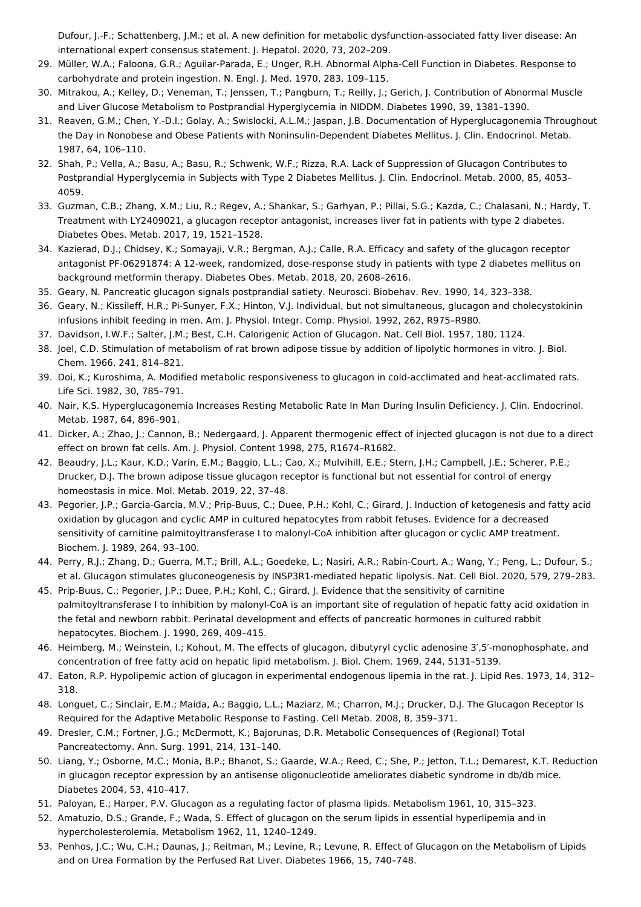Dufour, J.-F.; Schattenberg, J.M.; et al. A new definition for metabolic dysfunction-associated fatty liver disease: An international expert consensus statement. J. Hepatol. 2020, 73, 202–209.

29. Müller, W.A.; Faloona, G.R.; Aguilar-Parada, E.; Unger, R.H. Abnormal Alpha-Cell Function in Diabetes. Response to carbohydrate and protein ingestion. N. Engl. J. Med. 1970, 283, 109–115.
30. Mitrakou, A.; Kelley, D.; Veneman, T.; Jenssen, T.; Pangburn, T.; Reilly, J.; Gerich, J. Contribution of Abnormal Muscle and Liver Glucose Metabolism to Postprandial Hyperglycemia in NIDDM. Diabetes 1990, 39, 1381–1390.
31. Reaven, G.M.; Chen, Y.-D.I.; Golay, A.; Swislocki, A.L.M.; Jaspan, J.B. Documentation of Hyperglucagonemia Throughout the Day in Nonobese and Obese Patients with Noninsulin-Dependent Diabetes Mellitus. J. Clin. Endocrinol. Metab. 1987, 64, 106–110.
32. Shah, P.; Vella, A.; Basu, A.; Basu, R.; Schwenk, W.F.; Rizza, R.A. Lack of Suppression of Glucagon Contributes to Postprandial Hyperglycemia in Subjects with Type 2 Diabetes Mellitus. J. Clin. Endocrinol. Metab. 2000, 85, 4053–4059.
33. Guzman, C.B.; Zhang, X.M.; Liu, R.; Regev, A.; Shankar, S.; Garhyan, P.; Pillai, S.G.; Kazda, C.; Chalasani, N.; Hardy, T. Treatment with LY2409021, a glucagon receptor antagonist, increases liver fat in patients with type 2 diabetes. Diabetes Obes. Metab. 2017, 19, 1521–1528.
34. Kazierad, D.J.; Chidsey, K.; Somayaji, V.R.; Bergman, A.J.; Calle, R.A. Efficacy and safety of the glucagon receptor antagonist PF-06291874: A 12-week, randomized, dose-response study in patients with type 2 diabetes mellitus on background metformin therapy. Diabetes Obes. Metab. 2018, 20, 2608–2616.
35. Geary, N. Pancreatic glucagon signals postprandial satiety. Neurosci. Biobehav. Rev. 1990, 14, 323–338.
36. Geary, N.; Kissileff, H.R.; Pi-Sunyer, F.X.; Hinton, V.J. Individual, but not simultaneous, glucagon and cholecystokinin infusions inhibit feeding in men. Am. J. Physiol. Integr. Comp. Physiol. 1992, 262, R975–R980.
37. Davidson, I.W.F.; Salter, J.M.; Best, C.H. Calorigenic Action of Glucagon. Nat. Cell Biol. 1957, 180, 1124.
38. Joel, C.D. Stimulation of metabolism of rat brown adipose tissue by addition of lipolytic hormones in vitro. J. Biol. Chem. 1966, 241, 814–821.
39. Doi, K.; Kuroshima, A. Modified metabolic responsiveness to glucagon in cold-acclimated and heat-acclimated rats. Life Sci. 1982, 30, 785–791.
40. Nair, K.S. Hyperglucagonemia Increases Resting Metabolic Rate In Man During Insulin Deficiency. J. Clin. Endocrinol. Metab. 1987, 64, 896–901.
41. Dicker, A.; Zhao, J.; Cannon, B.; Nedergaard, J. Apparent thermogenic effect of injected glucagon is not due to a direct effect on brown fat cells. Am. J. Physiol. Content 1998, 275, R1674–R1682.
42. Beaudry, J.L.; Kaur, K.D.; Varin, E.M.; Baggio, L.L.; Cao, X.; Mulvihill, E.E.; Stern, J.H.; Campbell, J.E.; Scherer, P.E.; Drucker, D.J. The brown adipose tissue glucagon receptor is functional but not essential for control of energy homeostasis in mice. Mol. Metab. 2019, 22, 37–48.
43. Pegorier, J.P.; Garcia-Garcia, M.V.; Prip-Buus, C.; Duee, P.H.; Kohl, C.; Girard, J. Induction of ketogenesis and fatty acid oxidation by glucagon and cyclic AMP in cultured hepatocytes from rabbit fetuses. Evidence for a decreased sensitivity of carnitine palmitoyltransferase I to malonyl-CoA inhibition after glucagon or cyclic AMP treatment. Biochem. J. 1989, 264, 93–100.
44. Perry, R.J.; Zhang, D.; Guerra, M.T.; Brill, A.L.; Goedeke, L.; Nasiri, A.R.; Rabin-Court, A.; Wang, Y.; Peng, L.; Dufour, S.; et al. Glucagon stimulates gluconeogenesis by INSP3R1-mediated hepatic lipolysis. Nat. Cell Biol. 2020, 579, 279–283.
45. Prip-Buus, C.; Pegorier, J.P.; Duee, P.H.; Kohl, C.; Girard, J. Evidence that the sensitivity of carnitine palmitoyltransferase I to inhibition by malonyl-CoA is an important site of regulation of hepatic fatty acid oxidation in the fetal and newborn rabbit. Perinatal development and effects of pancreatic hormones in cultured rabbit hepatocytes. Biochem. J. 1990, 269, 409–415.
46. Heimberg, M.; Weinstein, I.; Kohout, M. The effects of glucagon, dibutyryl cyclic adenosine 3′,5′-monophosphate, and concentration of free fatty acid on hepatic lipid metabolism. J. Biol. Chem. 1969, 244, 5131–5139.
47. Eaton, R.P. Hypolipemic action of glucagon in experimental endogenous lipemia in the rat. J. Lipid Res. 1973, 14, 312–318.
48. Longuet, C.; Sinclair, E.M.; Maida, A.; Baggio, L.L.; Maziarz, M.; Charron, M.J.; Drucker, D.J. The Glucagon Receptor Is Required for the Adaptive Metabolic Response to Fasting. Cell Metab. 2008, 8, 359–371.
49. Dresler, C.M.; Fortner, J.G.; McDermott, K.; Bajorunas, D.R. Metabolic Consequences of (Regional) Total Pancreatectomy. Ann. Surg. 1991, 214, 131–140.
50. Liang, Y.; Osborne, M.C.; Monia, B.P.; Bhanot, S.; Gaarde, W.A.; Reed, C.; She, P.; Jetton, T.L.; Demarest, K.T. Reduction in glucagon receptor expression by an antisense oligonucleotide ameliorates diabetic syndrome in db/db mice. Diabetes 2004, 53, 410–417.
51. Paloyan, E.; Harper, P.V. Glucagon as a regulating factor of plasma lipids. Metabolism 1961, 10, 315–323.
52. Amatuzio, D.S.; Grande, F.; Wada, S. Effect of glucagon on the serum lipids in essential hyperlipemia and in hypercholesterolemia. Metabolism 1962, 11, 1240–1249.
53. Penhos, J.C.; Wu, C.H.; Daunas, J.; Reitman, M.; Levine, R.; Levune, R. Effect of Glucagon on the Metabolism of Lipids and on Urea Formation by the Perfused Rat Liver. Diabetes 1966, 15, 740–748.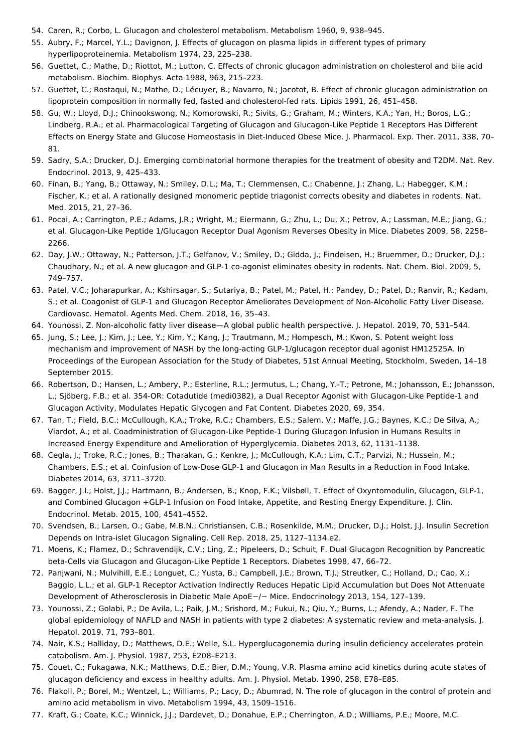54. Caren, R.; Corbo, L. Glucagon and cholesterol metabolism. Metabolism 1960, 9, 938–945.
55. Aubry, F.; Marcel, Y.L.; Davignon, J. Effects of glucagon on plasma lipids in different types of primary hyperlipoproteinemia. Metabolism 1974, 23, 225–238.
56. Guettet, C.; Mathe, D.; Riottot, M.; Lutton, C. Effects of chronic glucagon administration on cholesterol and bile acid metabolism. Biochim. Biophys. Acta 1988, 963, 215–223.
57. Guettet, C.; Rostaqui, N.; Mathe, D.; Lécuyer, B.; Navarro, N.; Jacotot, B. Effect of chronic glucagon administration on lipoprotein composition in normally fed, fasted and cholesterol-fed rats. Lipids 1991, 26, 451–458.
58. Gu, W.; Lloyd, D.J.; Chinookswong, N.; Komorowski, R.; Sivits, G.; Graham, M.; Winters, K.A.; Yan, H.; Boros, L.G.; Lindberg, R.A.; et al. Pharmacological Targeting of Glucagon and Glucagon-Like Peptide 1 Receptors Has Different Effects on Energy State and Glucose Homeostasis in Diet-Induced Obese Mice. J. Pharmacol. Exp. Ther. 2011, 338, 70–81.
59. Sadry, S.A.; Drucker, D.J. Emerging combinatorial hormone therapies for the treatment of obesity and T2DM. Nat. Rev. Endocrinol. 2013, 9, 425–433.
60. Finan, B.; Yang, B.; Ottaway, N.; Smiley, D.L.; Ma, T.; Clemmensen, C.; Chabenne, J.; Zhang, L.; Habegger, K.M.; Fischer, K.; et al. A rationally designed monomeric peptide triagonist corrects obesity and diabetes in rodents. Nat. Med. 2015, 21, 27–36.
61. Pocai, A.; Carrington, P.E.; Adams, J.R.; Wright, M.; Eiermann, G.; Zhu, L.; Du, X.; Petrov, A.; Lassman, M.E.; Jiang, G.; et al. Glucagon-Like Peptide 1/Glucagon Receptor Dual Agonism Reverses Obesity in Mice. Diabetes 2009, 58, 2258–2266.
62. Day, J.W.; Ottaway, N.; Patterson, J.T.; Gelfanov, V.; Smiley, D.; Gidda, J.; Findeisen, H.; Bruemmer, D.; Drucker, D.J.; Chaudhary, N.; et al. A new glucagon and GLP-1 co-agonist eliminates obesity in rodents. Nat. Chem. Biol. 2009, 5, 749–757.
63. Patel, V.C.; Joharapurkar, A.; Kshirsagar, S.; Sutariya, B.; Patel, M.; Patel, H.; Pandey, D.; Patel, D.; Ranvir, R.; Kadam, S.; et al. Coagonist of GLP-1 and Glucagon Receptor Ameliorates Development of Non-Alcoholic Fatty Liver Disease. Cardiovasc. Hematol. Agents Med. Chem. 2018, 16, 35–43.
64. Younossi, Z. Non-alcoholic fatty liver disease—A global public health perspective. J. Hepatol. 2019, 70, 531–544.
65. Jung, S.; Lee, J.; Kim, J.; Lee, Y.; Kim, Y.; Kang, J.; Trautmann, M.; Hompesch, M.; Kwon, S. Potent weight loss mechanism and improvement of NASH by the long-acting GLP-1/glucagon receptor dual agonist HM12525A. In Proceedings of the European Association for the Study of Diabetes, 51st Annual Meeting, Stockholm, Sweden, 14–18 September 2015.
66. Robertson, D.; Hansen, L.; Ambery, P.; Esterline, R.L.; Jermutus, L.; Chang, Y.-T.; Petrone, M.; Johansson, E.; Johansson, L.; Sjöberg, F.B.; et al. 354-OR: Cotadutide (medi0382), a Dual Receptor Agonist with Glucagon-Like Peptide-1 and Glucagon Activity, Modulates Hepatic Glycogen and Fat Content. Diabetes 2020, 69, 354.
67. Tan, T.; Field, B.C.; McCullough, K.A.; Troke, R.C.; Chambers, E.S.; Salem, V.; Maffe, J.G.; Baynes, K.C.; De Silva, A.; Viardot, A.; et al. Coadministration of Glucagon-Like Peptide-1 During Glucagon Infusion in Humans Results in Increased Energy Expenditure and Amelioration of Hyperglycemia. Diabetes 2013, 62, 1131–1138.
68. Cegla, J.; Troke, R.C.; Jones, B.; Tharakan, G.; Kenkre, J.; McCullough, K.A.; Lim, C.T.; Parvizi, N.; Hussein, M.; Chambers, E.S.; et al. Coinfusion of Low-Dose GLP-1 and Glucagon in Man Results in a Reduction in Food Intake. Diabetes 2014, 63, 3711–3720.
69. Bagger, J.I.; Holst, J.J.; Hartmann, B.; Andersen, B.; Knop, F.K.; Vilsbøll, T. Effect of Oxyntomodulin, Glucagon, GLP-1, and Combined Glucagon +GLP-1 Infusion on Food Intake, Appetite, and Resting Energy Expenditure. J. Clin. Endocrinol. Metab. 2015, 100, 4541–4552.
70. Svendsen, B.; Larsen, O.; Gabe, M.B.N.; Christiansen, C.B.; Rosenkilde, M.M.; Drucker, D.J.; Holst, J.J. Insulin Secretion Depends on Intra-islet Glucagon Signaling. Cell Rep. 2018, 25, 1127–1134.e2.
71. Moens, K.; Flamez, D.; Schravendijk, C.V.; Ling, Z.; Pipeleers, D.; Schuit, F. Dual Glucagon Recognition by Pancreatic beta-Cells via Glucagon and Glucagon-Like Peptide 1 Receptors. Diabetes 1998, 47, 66–72.
72. Panjwani, N.; Mulvihill, E.E.; Longuet, C.; Yusta, B.; Campbell, J.E.; Brown, T.J.; Streutker, C.; Holland, D.; Cao, X.; Baggio, L.L.; et al. GLP-1 Receptor Activation Indirectly Reduces Hepatic Lipid Accumulation but Does Not Attenuate Development of Atherosclerosis in Diabetic Male ApoE−/− Mice. Endocrinology 2013, 154, 127–139.
73. Younossi, Z.; Golabi, P.; De Avila, L.; Paik, J.M.; Srishord, M.; Fukui, N.; Qiu, Y.; Burns, L.; Afendy, A.; Nader, F. The global epidemiology of NAFLD and NASH in patients with type 2 diabetes: A systematic review and meta-analysis. J. Hepatol. 2019, 71, 793–801.
74. Nair, K.S.; Halliday, D.; Matthews, D.E.; Welle, S.L. Hyperglucagonemia during insulin deficiency accelerates protein catabolism. Am. J. Physiol. 1987, 253, E208–E213.
75. Couet, C.; Fukagawa, N.K.; Matthews, D.E.; Bier, D.M.; Young, V.R. Plasma amino acid kinetics during acute states of glucagon deficiency and excess in healthy adults. Am. J. Physiol. Metab. 1990, 258, E78–E85.
76. Flakoll, P.; Borel, M.; Wentzel, L.; Williams, P.; Lacy, D.; Abumrad, N. The role of glucagon in the control of protein and amino acid metabolism in vivo. Metabolism 1994, 43, 1509–1516.
77. Kraft, G.; Coate, K.C.; Winnick, J.J.; Dardevet, D.; Donahue, E.P.; Cherrington, A.D.; Williams, P.E.; Moore, M.C.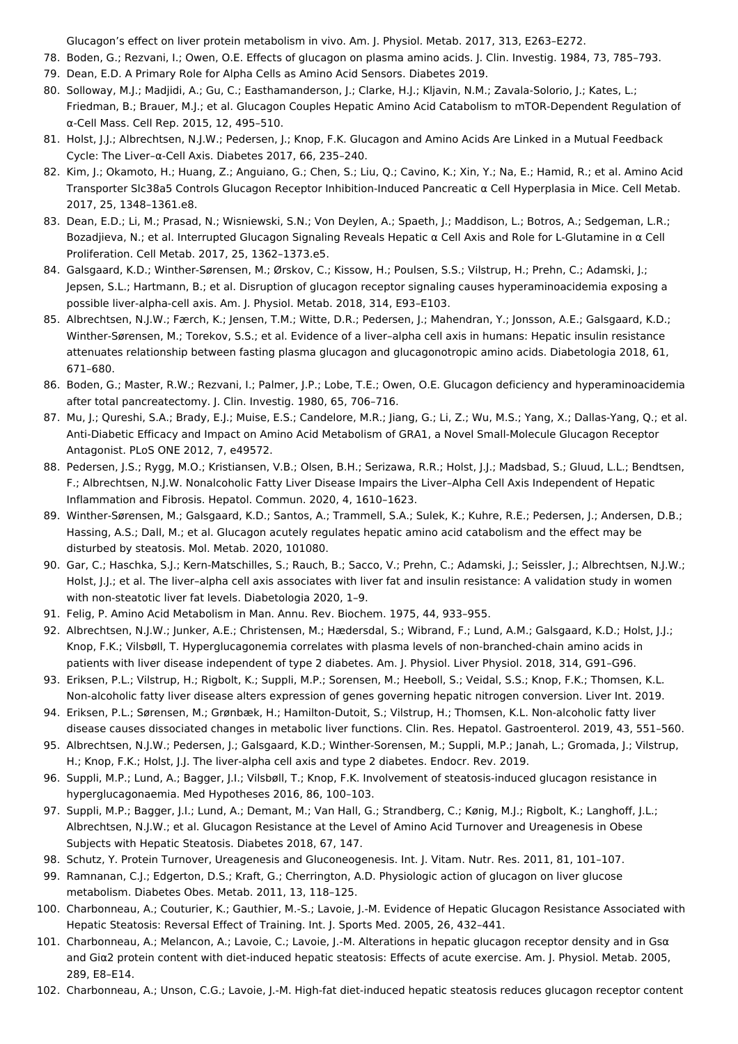Glucagon's effect on liver protein metabolism in vivo. Am. J. Physiol. Metab. 2017, 313, E263–E272.

78. Boden, G.; Rezvani, I.; Owen, O.E. Effects of glucagon on plasma amino acids. J. Clin. Investig. 1984, 73, 785–793.
79. Dean, E.D. A Primary Role for Alpha Cells as Amino Acid Sensors. Diabetes 2019.
80. Solloway, M.J.; Madjidi, A.; Gu, C.; Easthamanderson, J.; Clarke, H.J.; Kljavin, N.M.; Zavala-Solorio, J.; Kates, L.; Friedman, B.; Brauer, M.J.; et al. Glucagon Couples Hepatic Amino Acid Catabolism to mTOR-Dependent Regulation of α-Cell Mass. Cell Rep. 2015, 12, 495–510.
81. Holst, J.J.; Albrechtsen, N.J.W.; Pedersen, J.; Knop, F.K. Glucagon and Amino Acids Are Linked in a Mutual Feedback Cycle: The Liver–α-Cell Axis. Diabetes 2017, 66, 235–240.
82. Kim, J.; Okamoto, H.; Huang, Z.; Anguiano, G.; Chen, S.; Liu, Q.; Cavino, K.; Xin, Y.; Na, E.; Hamid, R.; et al. Amino Acid Transporter Slc38a5 Controls Glucagon Receptor Inhibition-Induced Pancreatic α Cell Hyperplasia in Mice. Cell Metab. 2017, 25, 1348–1361.e8.
83. Dean, E.D.; Li, M.; Prasad, N.; Wisniewski, S.N.; Von Deylen, A.; Spaeth, J.; Maddison, L.; Botros, A.; Sedgeman, L.R.; Bozadjieva, N.; et al. Interrupted Glucagon Signaling Reveals Hepatic α Cell Axis and Role for L-Glutamine in α Cell Proliferation. Cell Metab. 2017, 25, 1362–1373.e5.
84. Galsgaard, K.D.; Winther-Sørensen, M.; Ørskov, C.; Kissow, H.; Poulsen, S.S.; Vilstrup, H.; Prehn, C.; Adamski, J.; Jepsen, S.L.; Hartmann, B.; et al. Disruption of glucagon receptor signaling causes hyperaminoacidemia exposing a possible liver-alpha-cell axis. Am. J. Physiol. Metab. 2018, 314, E93–E103.
85. Albrechtsen, N.J.W.; Færch, K.; Jensen, T.M.; Witte, D.R.; Pedersen, J.; Mahendran, Y.; Jonsson, A.E.; Galsgaard, K.D.; Winther-Sørensen, M.; Torekov, S.S.; et al. Evidence of a liver–alpha cell axis in humans: Hepatic insulin resistance attenuates relationship between fasting plasma glucagon and glucagonotropic amino acids. Diabetologia 2018, 61, 671–680.
86. Boden, G.; Master, R.W.; Rezvani, I.; Palmer, J.P.; Lobe, T.E.; Owen, O.E. Glucagon deficiency and hyperaminoacidemia after total pancreatectomy. J. Clin. Investig. 1980, 65, 706–716.
87. Mu, J.; Qureshi, S.A.; Brady, E.J.; Muise, E.S.; Candelore, M.R.; Jiang, G.; Li, Z.; Wu, M.S.; Yang, X.; Dallas-Yang, Q.; et al. Anti-Diabetic Efficacy and Impact on Amino Acid Metabolism of GRA1, a Novel Small-Molecule Glucagon Receptor Antagonist. PLoS ONE 2012, 7, e49572.
88. Pedersen, J.S.; Rygg, M.O.; Kristiansen, V.B.; Olsen, B.H.; Serizawa, R.R.; Holst, J.J.; Madsbad, S.; Gluud, L.L.; Bendtsen, F.; Albrechtsen, N.J.W. Nonalcoholic Fatty Liver Disease Impairs the Liver–Alpha Cell Axis Independent of Hepatic Inflammation and Fibrosis. Hepatol. Commun. 2020, 4, 1610–1623.
89. Winther-Sørensen, M.; Galsgaard, K.D.; Santos, A.; Trammell, S.A.; Sulek, K.; Kuhre, R.E.; Pedersen, J.; Andersen, D.B.; Hassing, A.S.; Dall, M.; et al. Glucagon acutely regulates hepatic amino acid catabolism and the effect may be disturbed by steatosis. Mol. Metab. 2020, 101080.
90. Gar, C.; Haschka, S.J.; Kern-Matschilles, S.; Rauch, B.; Sacco, V.; Prehn, C.; Adamski, J.; Seissler, J.; Albrechtsen, N.J.W.; Holst, J.J.; et al. The liver–alpha cell axis associates with liver fat and insulin resistance: A validation study in women with non-steatotic liver fat levels. Diabetologia 2020, 1–9.
91. Felig, P. Amino Acid Metabolism in Man. Annu. Rev. Biochem. 1975, 44, 933–955.
92. Albrechtsen, N.J.W.; Junker, A.E.; Christensen, M.; Hædersdal, S.; Wibrand, F.; Lund, A.M.; Galsgaard, K.D.; Holst, J.J.; Knop, F.K.; Vilsbøll, T. Hyperglucagonemia correlates with plasma levels of non-branched-chain amino acids in patients with liver disease independent of type 2 diabetes. Am. J. Physiol. Liver Physiol. 2018, 314, G91–G96.
93. Eriksen, P.L.; Vilstrup, H.; Rigbolt, K.; Suppli, M.P.; Sorensen, M.; Heeboll, S.; Veidal, S.S.; Knop, F.K.; Thomsen, K.L. Non-alcoholic fatty liver disease alters expression of genes governing hepatic nitrogen conversion. Liver Int. 2019.
94. Eriksen, P.L.; Sørensen, M.; Grønbæk, H.; Hamilton-Dutoit, S.; Vilstrup, H.; Thomsen, K.L. Non-alcoholic fatty liver disease causes dissociated changes in metabolic liver functions. Clin. Res. Hepatol. Gastroenterol. 2019, 43, 551–560.
95. Albrechtsen, N.J.W.; Pedersen, J.; Galsgaard, K.D.; Winther-Sorensen, M.; Suppli, M.P.; Janah, L.; Gromada, J.; Vilstrup, H.; Knop, F.K.; Holst, J.J. The liver-alpha cell axis and type 2 diabetes. Endocr. Rev. 2019.
96. Suppli, M.P.; Lund, A.; Bagger, J.I.; Vilsbøll, T.; Knop, F.K. Involvement of steatosis-induced glucagon resistance in hyperglucagonaemia. Med Hypotheses 2016, 86, 100–103.
97. Suppli, M.P.; Bagger, J.I.; Lund, A.; Demant, M.; Van Hall, G.; Strandberg, C.; Kønig, M.J.; Rigbolt, K.; Langhoff, J.L.; Albrechtsen, N.J.W.; et al. Glucagon Resistance at the Level of Amino Acid Turnover and Ureagenesis in Obese Subjects with Hepatic Steatosis. Diabetes 2018, 67, 147.
98. Schutz, Y. Protein Turnover, Ureagenesis and Gluconeogenesis. Int. J. Vitam. Nutr. Res. 2011, 81, 101–107.
99. Ramnanan, C.J.; Edgerton, D.S.; Kraft, G.; Cherrington, A.D. Physiologic action of glucagon on liver glucose metabolism. Diabetes Obes. Metab. 2011, 13, 118–125.
100. Charbonneau, A.; Couturier, K.; Gauthier, M.-S.; Lavoie, J.-M. Evidence of Hepatic Glucagon Resistance Associated with Hepatic Steatosis: Reversal Effect of Training. Int. J. Sports Med. 2005, 26, 432–441.
101. Charbonneau, A.; Melancon, A.; Lavoie, C.; Lavoie, J.-M. Alterations in hepatic glucagon receptor density and in Gsα and Giα2 protein content with diet-induced hepatic steatosis: Effects of acute exercise. Am. J. Physiol. Metab. 2005, 289, E8–E14.
102. Charbonneau, A.; Unson, C.G.; Lavoie, J.-M. High-fat diet-induced hepatic steatosis reduces glucagon receptor content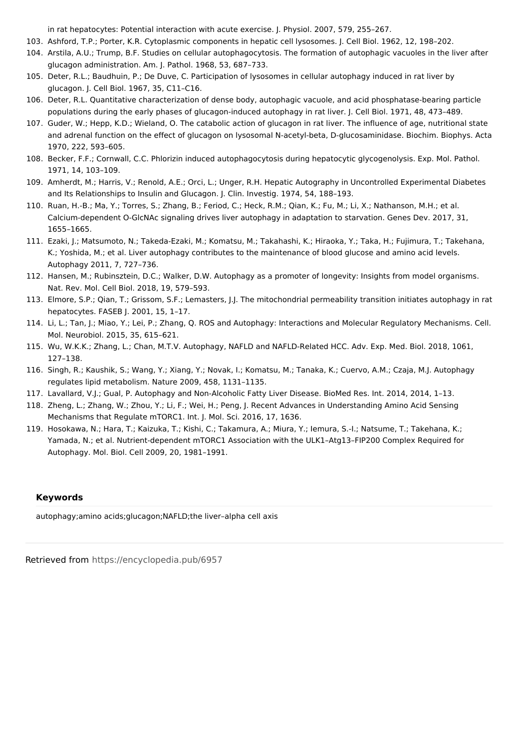in rat hepatocytes: Potential interaction with acute exercise. J. Physiol. 2007, 579, 255–267.

103. Ashford, T.P.; Porter, K.R. Cytoplasmic components in hepatic cell lysosomes. J. Cell Biol. 1962, 12, 198–202.
104. Arstila, A.U.; Trump, B.F. Studies on cellular autophagocytosis. The formation of autophagic vacuoles in the liver after glucagon administration. Am. J. Pathol. 1968, 53, 687–733.
105. Deter, R.L.; Baudhuin, P.; De Duve, C. Participation of lysosomes in cellular autophagy induced in rat liver by glucagon. J. Cell Biol. 1967, 35, C11–C16.
106. Deter, R.L. Quantitative characterization of dense body, autophagic vacuole, and acid phosphatase-bearing particle populations during the early phases of glucagon-induced autophagy in rat liver. J. Cell Biol. 1971, 48, 473–489.
107. Guder, W.; Hepp, K.D.; Wieland, O. The catabolic action of glucagon in rat liver. The influence of age, nutritional state and adrenal function on the effect of glucagon on lysosomal N-acetyl-beta, D-glucosaminidase. Biochim. Biophys. Acta 1970, 222, 593–605.
108. Becker, F.F.; Cornwall, C.C. Phlorizin induced autophagocytosis during hepatocytic glycogenolysis. Exp. Mol. Pathol. 1971, 14, 103–109.
109. Amherdt, M.; Harris, V.; Renold, A.E.; Orci, L.; Unger, R.H. Hepatic Autography in Uncontrolled Experimental Diabetes and Its Relationships to Insulin and Glucagon. J. Clin. Investig. 1974, 54, 188–193.
110. Ruan, H.-B.; Ma, Y.; Torres, S.; Zhang, B.; Feriod, C.; Heck, R.M.; Qian, K.; Fu, M.; Li, X.; Nathanson, M.H.; et al. Calcium-dependent O-GlcNAc signaling drives liver autophagy in adaptation to starvation. Genes Dev. 2017, 31, 1655–1665.
111. Ezaki, J.; Matsumoto, N.; Takeda-Ezaki, M.; Komatsu, M.; Takahashi, K.; Hiraoka, Y.; Taka, H.; Fujimura, T.; Takehana, K.; Yoshida, M.; et al. Liver autophagy contributes to the maintenance of blood glucose and amino acid levels. Autophagy 2011, 7, 727–736.
112. Hansen, M.; Rubinsztein, D.C.; Walker, D.W. Autophagy as a promoter of longevity: Insights from model organisms. Nat. Rev. Mol. Cell Biol. 2018, 19, 579–593.
113. Elmore, S.P.; Qian, T.; Grissom, S.F.; Lemasters, J.J. The mitochondrial permeability transition initiates autophagy in rat hepatocytes. FASEB J. 2001, 15, 1–17.
114. Li, L.; Tan, J.; Miao, Y.; Lei, P.; Zhang, Q. ROS and Autophagy: Interactions and Molecular Regulatory Mechanisms. Cell. Mol. Neurobiol. 2015, 35, 615–621.
115. Wu, W.K.K.; Zhang, L.; Chan, M.T.V. Autophagy, NAFLD and NAFLD-Related HCC. Adv. Exp. Med. Biol. 2018, 1061, 127–138.
116. Singh, R.; Kaushik, S.; Wang, Y.; Xiang, Y.; Novak, I.; Komatsu, M.; Tanaka, K.; Cuervo, A.M.; Czaja, M.J. Autophagy regulates lipid metabolism. Nature 2009, 458, 1131–1135.
117. Lavallard, V.J.; Gual, P. Autophagy and Non-Alcoholic Fatty Liver Disease. BioMed Res. Int. 2014, 2014, 1–13.
118. Zheng, L.; Zhang, W.; Zhou, Y.; Li, F.; Wei, H.; Peng, J. Recent Advances in Understanding Amino Acid Sensing Mechanisms that Regulate mTORC1. Int. J. Mol. Sci. 2016, 17, 1636.
119. Hosokawa, N.; Hara, T.; Kaizuka, T.; Kishi, C.; Takamura, A.; Miura, Y.; Iemura, S.-I.; Natsume, T.; Takehana, K.; Yamada, N.; et al. Nutrient-dependent mTORC1 Association with the ULK1–Atg13–FIP200 Complex Required for Autophagy. Mol. Biol. Cell 2009, 20, 1981–1991.

### Keywords

autophagy;amino acids;glucagon;NAFLD;the liver–alpha cell axis

Retrieved from https://encyclopedia.pub/6957